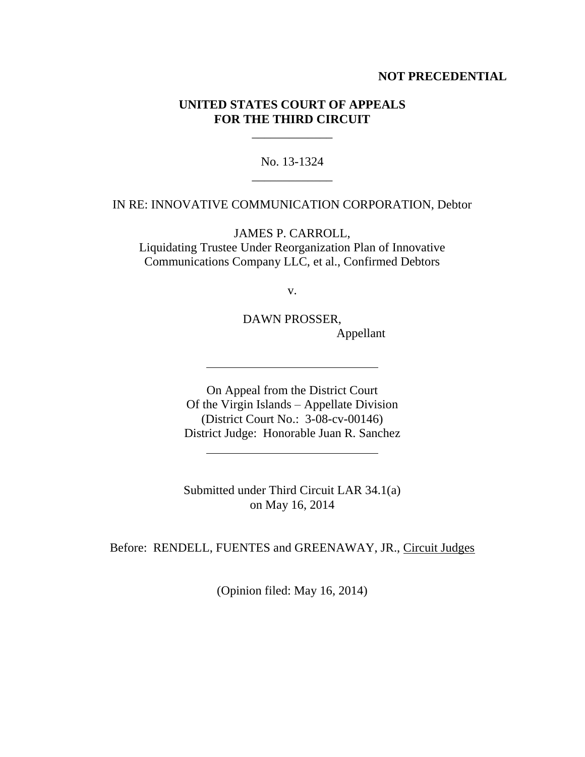**NOT PRECEDENTIAL**

**UNITED STATES COURT OF APPEALS**
**FOR THE THIRD CIRCUIT**

---

No. 13-1324

---

IN RE: INNOVATIVE COMMUNICATION CORPORATION, Debtor

JAMES P. CARROLL,
Liquidating Trustee Under Reorganization Plan of Innovative Communications Company LLC, et al., Confirmed Debtors

v.

DAWN PROSSER,
Appellant

---

On Appeal from the District Court
Of the Virgin Islands – Appellate Division
(District Court No.: 3-08-cv-00146)
District Judge: Honorable Juan R. Sanchez

---

Submitted under Third Circuit LAR 34.1(a)
on May 16, 2014

Before: RENDELL, FUENTES and GREENAWAY, JR., Circuit Judges

(Opinion filed: May 16, 2014)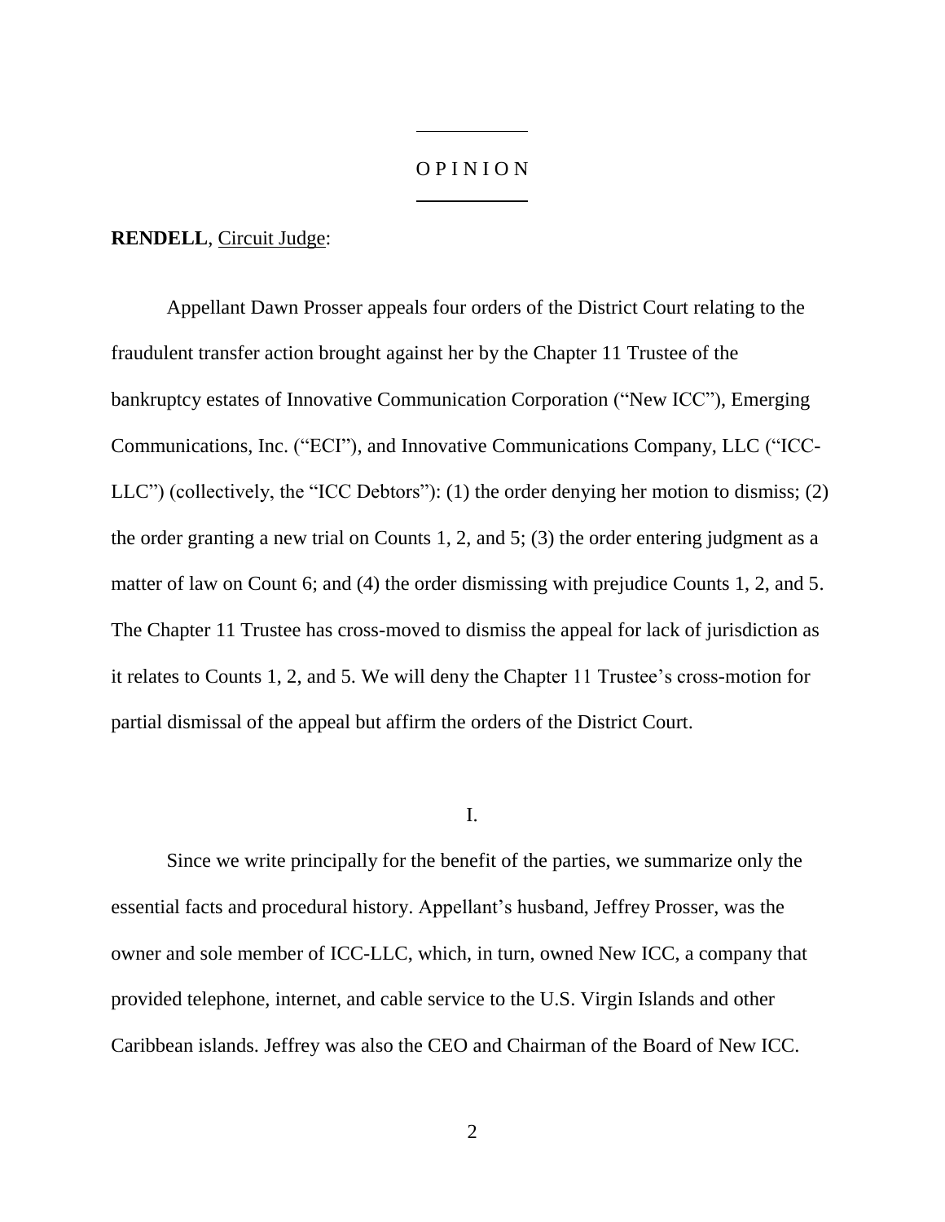# OPINION

**RENDELL**, Circuit Judge:

Appellant Dawn Prosser appeals four orders of the District Court relating to the fraudulent transfer action brought against her by the Chapter 11 Trustee of the bankruptcy estates of Innovative Communication Corporation ("New ICC"), Emerging Communications, Inc. ("ECI"), and Innovative Communications Company, LLC ("ICC-LLC") (collectively, the "ICC Debtors"): (1) the order denying her motion to dismiss; (2) the order granting a new trial on Counts 1, 2, and 5; (3) the order entering judgment as a matter of law on Count 6; and (4) the order dismissing with prejudice Counts 1, 2, and 5. The Chapter 11 Trustee has cross-moved to dismiss the appeal for lack of jurisdiction as it relates to Counts 1, 2, and 5. We will deny the Chapter 11 Trustee's cross-motion for partial dismissal of the appeal but affirm the orders of the District Court.

## I.

Since we write principally for the benefit of the parties, we summarize only the essential facts and procedural history. Appellant's husband, Jeffrey Prosser, was the owner and sole member of ICC-LLC, which, in turn, owned New ICC, a company that provided telephone, internet, and cable service to the U.S. Virgin Islands and other Caribbean islands. Jeffrey was also the CEO and Chairman of the Board of New ICC.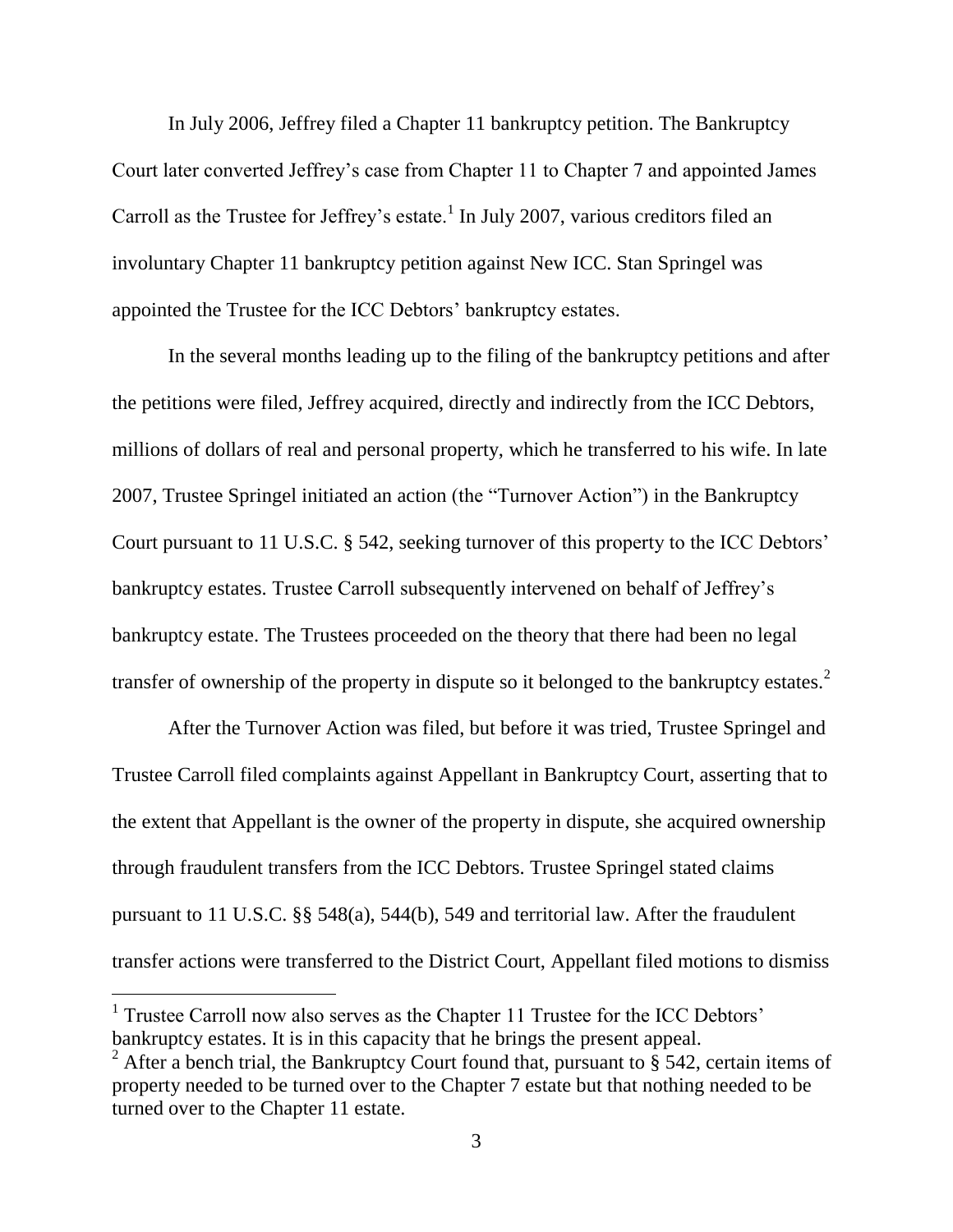In July 2006, Jeffrey filed a Chapter 11 bankruptcy petition. The Bankruptcy Court later converted Jeffrey's case from Chapter 11 to Chapter 7 and appointed James Carroll as the Trustee for Jeffrey's estate.[1] In July 2007, various creditors filed an involuntary Chapter 11 bankruptcy petition against New ICC. Stan Springel was appointed the Trustee for the ICC Debtors' bankruptcy estates.

In the several months leading up to the filing of the bankruptcy petitions and after the petitions were filed, Jeffrey acquired, directly and indirectly from the ICC Debtors, millions of dollars of real and personal property, which he transferred to his wife. In late 2007, Trustee Springel initiated an action (the "Turnover Action") in the Bankruptcy Court pursuant to 11 U.S.C. § 542, seeking turnover of this property to the ICC Debtors' bankruptcy estates. Trustee Carroll subsequently intervened on behalf of Jeffrey's bankruptcy estate. The Trustees proceeded on the theory that there had been no legal transfer of ownership of the property in dispute so it belonged to the bankruptcy estates.[2]

After the Turnover Action was filed, but before it was tried, Trustee Springel and Trustee Carroll filed complaints against Appellant in Bankruptcy Court, asserting that to the extent that Appellant is the owner of the property in dispute, she acquired ownership through fraudulent transfers from the ICC Debtors. Trustee Springel stated claims pursuant to 11 U.S.C. §§ 548(a), 544(b), 549 and territorial law. After the fraudulent transfer actions were transferred to the District Court, Appellant filed motions to dismiss

---

[1] Trustee Carroll now also serves as the Chapter 11 Trustee for the ICC Debtors' bankruptcy estates. It is in this capacity that he brings the present appeal.

[2] After a bench trial, the Bankruptcy Court found that, pursuant to § 542, certain items of property needed to be turned over to the Chapter 7 estate but that nothing needed to be turned over to the Chapter 11 estate.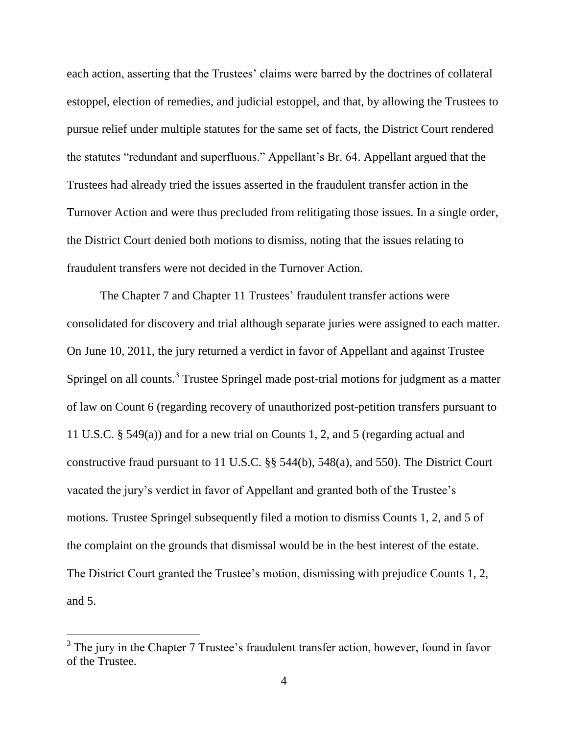each action, asserting that the Trustees' claims were barred by the doctrines of collateral estoppel, election of remedies, and judicial estoppel, and that, by allowing the Trustees to pursue relief under multiple statutes for the same set of facts, the District Court rendered the statutes "redundant and superfluous." Appellant's Br. 64. Appellant argued that the Trustees had already tried the issues asserted in the fraudulent transfer action in the Turnover Action and were thus precluded from relitigating those issues. In a single order, the District Court denied both motions to dismiss, noting that the issues relating to fraudulent transfers were not decided in the Turnover Action.

The Chapter 7 and Chapter 11 Trustees' fraudulent transfer actions were consolidated for discovery and trial although separate juries were assigned to each matter. On June 10, 2011, the jury returned a verdict in favor of Appellant and against Trustee Springel on all counts.[3] Trustee Springel made post-trial motions for judgment as a matter of law on Count 6 (regarding recovery of unauthorized post-petition transfers pursuant to 11 U.S.C. § 549(a)) and for a new trial on Counts 1, 2, and 5 (regarding actual and constructive fraud pursuant to 11 U.S.C. §§ 544(b), 548(a), and 550). The District Court vacated the jury's verdict in favor of Appellant and granted both of the Trustee's motions. Trustee Springel subsequently filed a motion to dismiss Counts 1, 2, and 5 of the complaint on the grounds that dismissal would be in the best interest of the estate. The District Court granted the Trustee's motion, dismissing with prejudice Counts 1, 2, and 5.

---

[3] The jury in the Chapter 7 Trustee's fraudulent transfer action, however, found in favor of the Trustee.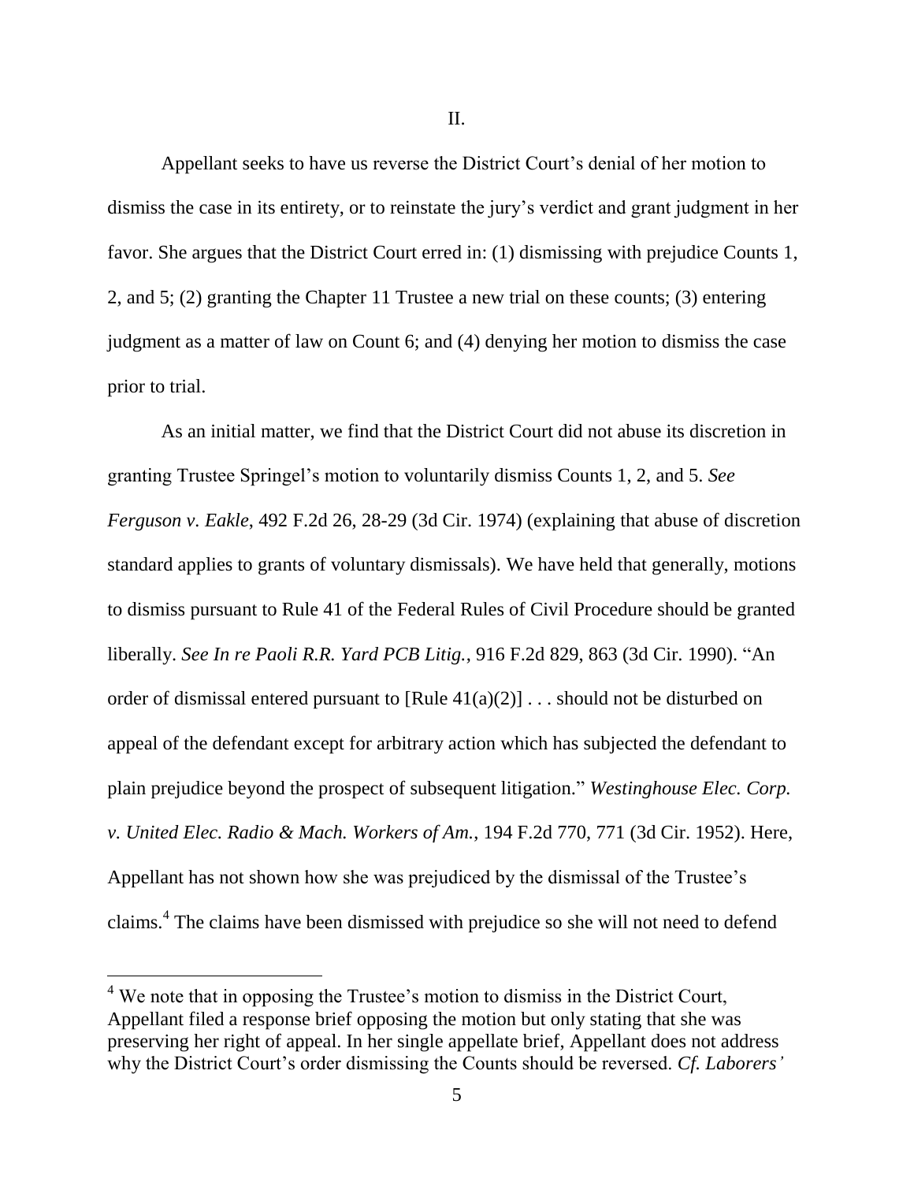## II.

Appellant seeks to have us reverse the District Court's denial of her motion to dismiss the case in its entirety, or to reinstate the jury's verdict and grant judgment in her favor. She argues that the District Court erred in: (1) dismissing with prejudice Counts 1, 2, and 5; (2) granting the Chapter 11 Trustee a new trial on these counts; (3) entering judgment as a matter of law on Count 6; and (4) denying her motion to dismiss the case prior to trial.

As an initial matter, we find that the District Court did not abuse its discretion in granting Trustee Springel's motion to voluntarily dismiss Counts 1, 2, and 5. *See Ferguson v. Eakle*, 492 F.2d 26, 28-29 (3d Cir. 1974) (explaining that abuse of discretion standard applies to grants of voluntary dismissals). We have held that generally, motions to dismiss pursuant to Rule 41 of the Federal Rules of Civil Procedure should be granted liberally. *See In re Paoli R.R. Yard PCB Litig.*, 916 F.2d 829, 863 (3d Cir. 1990). "An order of dismissal entered pursuant to [Rule 41(a)(2)] . . . should not be disturbed on appeal of the defendant except for arbitrary action which has subjected the defendant to plain prejudice beyond the prospect of subsequent litigation." *Westinghouse Elec. Corp. v. United Elec. Radio & Mach. Workers of Am.*, 194 F.2d 770, 771 (3d Cir. 1952). Here, Appellant has not shown how she was prejudiced by the dismissal of the Trustee's claims.[4] The claims have been dismissed with prejudice so she will not need to defend

---

[4] We note that in opposing the Trustee's motion to dismiss in the District Court, Appellant filed a response brief opposing the motion but only stating that she was preserving her right of appeal. In her single appellate brief, Appellant does not address why the District Court's order dismissing the Counts should be reversed. *Cf. Laborers'*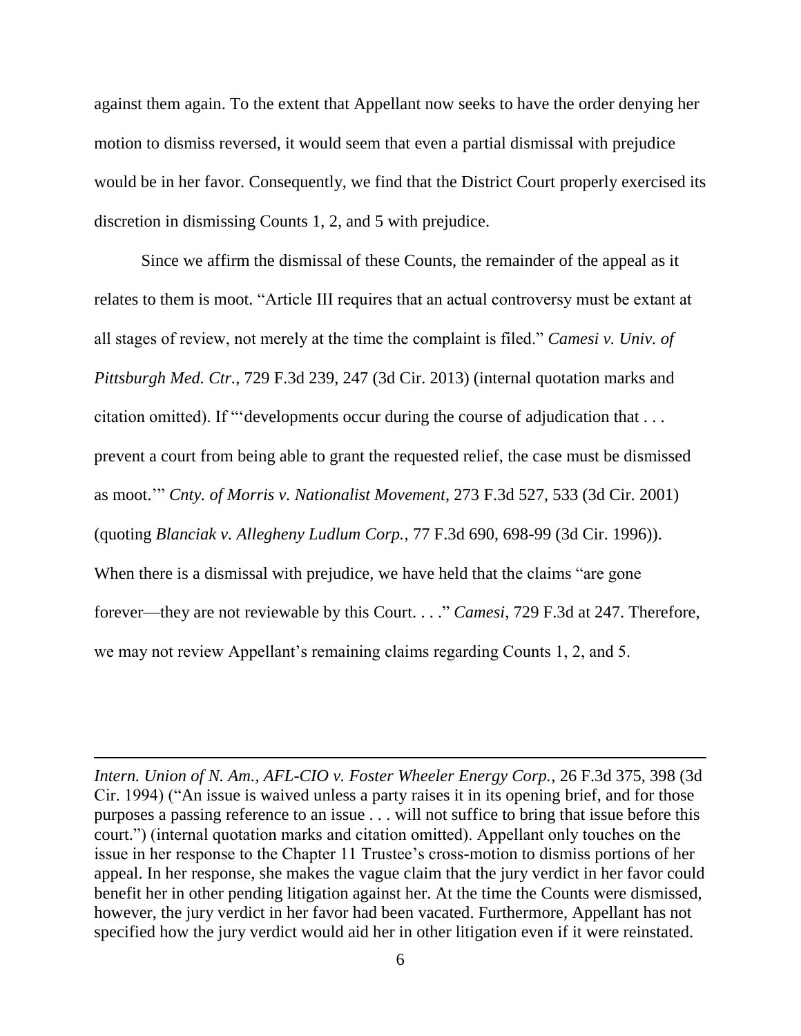against them again. To the extent that Appellant now seeks to have the order denying her motion to dismiss reversed, it would seem that even a partial dismissal with prejudice would be in her favor. Consequently, we find that the District Court properly exercised its discretion in dismissing Counts 1, 2, and 5 with prejudice.

Since we affirm the dismissal of these Counts, the remainder of the appeal as it relates to them is moot. "Article III requires that an actual controversy must be extant at all stages of review, not merely at the time the complaint is filed." *Camesi v. Univ. of Pittsburgh Med. Ctr.*, 729 F.3d 239, 247 (3d Cir. 2013) (internal quotation marks and citation omitted). If "'developments occur during the course of adjudication that . . . prevent a court from being able to grant the requested relief, the case must be dismissed as moot.'" *Cnty. of Morris v. Nationalist Movement*, 273 F.3d 527, 533 (3d Cir. 2001) (quoting *Blanciak v. Allegheny Ludlum Corp.*, 77 F.3d 690, 698-99 (3d Cir. 1996)). When there is a dismissal with prejudice, we have held that the claims "are gone forever—they are not reviewable by this Court. . . ." *Camesi*, 729 F.3d at 247. Therefore, we may not review Appellant's remaining claims regarding Counts 1, 2, and 5.

---

*Intern. Union of N. Am., AFL-CIO v. Foster Wheeler Energy Corp.*, 26 F.3d 375, 398 (3d Cir. 1994) ("An issue is waived unless a party raises it in its opening brief, and for those purposes a passing reference to an issue . . . will not suffice to bring that issue before this court.") (internal quotation marks and citation omitted). Appellant only touches on the issue in her response to the Chapter 11 Trustee's cross-motion to dismiss portions of her appeal. In her response, she makes the vague claim that the jury verdict in her favor could benefit her in other pending litigation against her. At the time the Counts were dismissed, however, the jury verdict in her favor had been vacated. Furthermore, Appellant has not specified how the jury verdict would aid her in other litigation even if it were reinstated.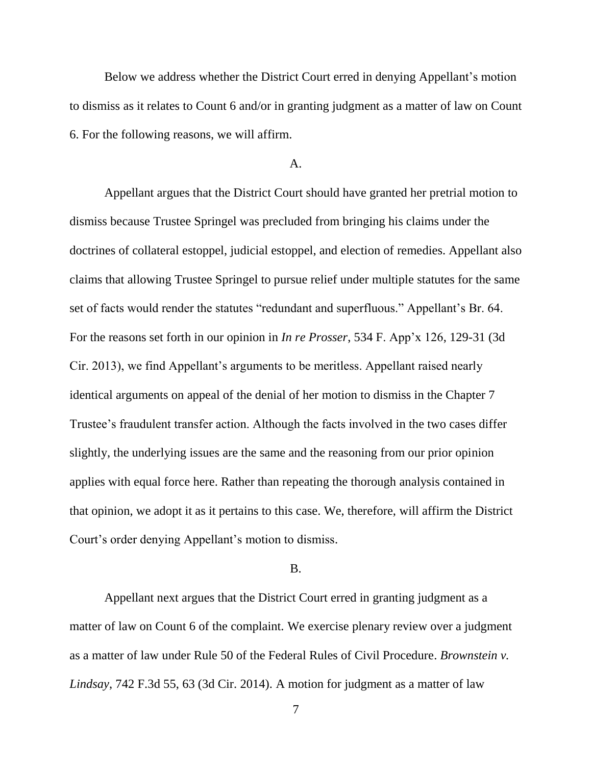Below we address whether the District Court erred in denying Appellant's motion to dismiss as it relates to Count 6 and/or in granting judgment as a matter of law on Count 6. For the following reasons, we will affirm.

A.

Appellant argues that the District Court should have granted her pretrial motion to dismiss because Trustee Springel was precluded from bringing his claims under the doctrines of collateral estoppel, judicial estoppel, and election of remedies. Appellant also claims that allowing Trustee Springel to pursue relief under multiple statutes for the same set of facts would render the statutes "redundant and superfluous." Appellant's Br. 64. For the reasons set forth in our opinion in *In re Prosser*, 534 F. App'x 126, 129-31 (3d Cir. 2013), we find Appellant's arguments to be meritless. Appellant raised nearly identical arguments on appeal of the denial of her motion to dismiss in the Chapter 7 Trustee's fraudulent transfer action. Although the facts involved in the two cases differ slightly, the underlying issues are the same and the reasoning from our prior opinion applies with equal force here. Rather than repeating the thorough analysis contained in that opinion, we adopt it as it pertains to this case. We, therefore, will affirm the District Court's order denying Appellant's motion to dismiss.

B.

Appellant next argues that the District Court erred in granting judgment as a matter of law on Count 6 of the complaint. We exercise plenary review over a judgment as a matter of law under Rule 50 of the Federal Rules of Civil Procedure. *Brownstein v. Lindsay*, 742 F.3d 55, 63 (3d Cir. 2014). A motion for judgment as a matter of law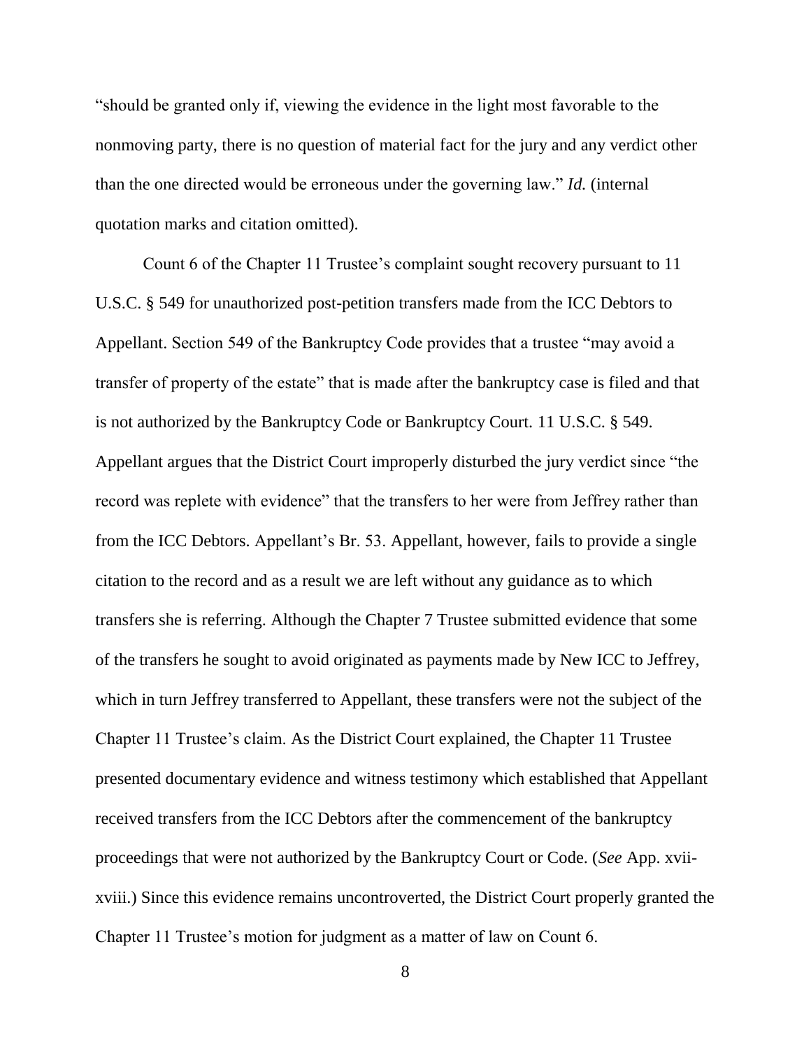"should be granted only if, viewing the evidence in the light most favorable to the nonmoving party, there is no question of material fact for the jury and any verdict other than the one directed would be erroneous under the governing law." *Id.* (internal quotation marks and citation omitted).

Count 6 of the Chapter 11 Trustee's complaint sought recovery pursuant to 11 U.S.C. § 549 for unauthorized post-petition transfers made from the ICC Debtors to Appellant. Section 549 of the Bankruptcy Code provides that a trustee "may avoid a transfer of property of the estate" that is made after the bankruptcy case is filed and that is not authorized by the Bankruptcy Code or Bankruptcy Court. 11 U.S.C. § 549. Appellant argues that the District Court improperly disturbed the jury verdict since "the record was replete with evidence" that the transfers to her were from Jeffrey rather than from the ICC Debtors. Appellant's Br. 53. Appellant, however, fails to provide a single citation to the record and as a result we are left without any guidance as to which transfers she is referring. Although the Chapter 7 Trustee submitted evidence that some of the transfers he sought to avoid originated as payments made by New ICC to Jeffrey, which in turn Jeffrey transferred to Appellant, these transfers were not the subject of the Chapter 11 Trustee's claim. As the District Court explained, the Chapter 11 Trustee presented documentary evidence and witness testimony which established that Appellant received transfers from the ICC Debtors after the commencement of the bankruptcy proceedings that were not authorized by the Bankruptcy Court or Code. (*See* App. xvii-xviii.) Since this evidence remains uncontroverted, the District Court properly granted the Chapter 11 Trustee's motion for judgment as a matter of law on Count 6.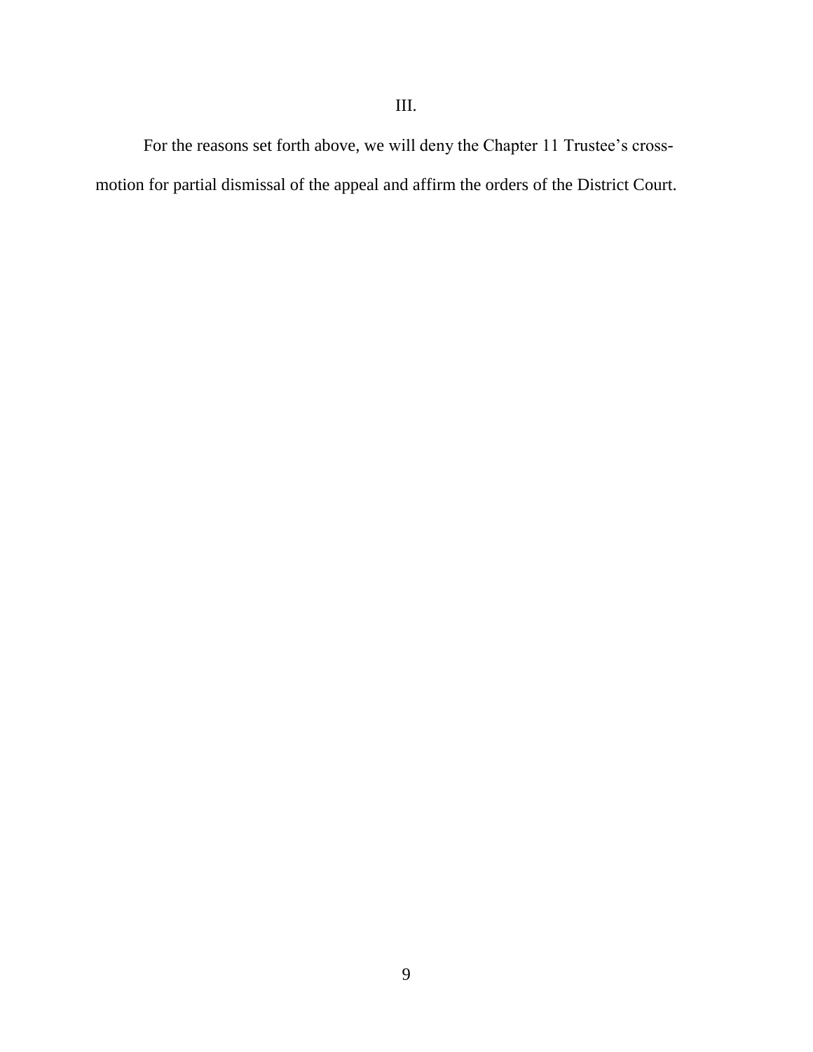## III.

For the reasons set forth above, we will deny the Chapter 11 Trustee's cross-motion for partial dismissal of the appeal and affirm the orders of the District Court.